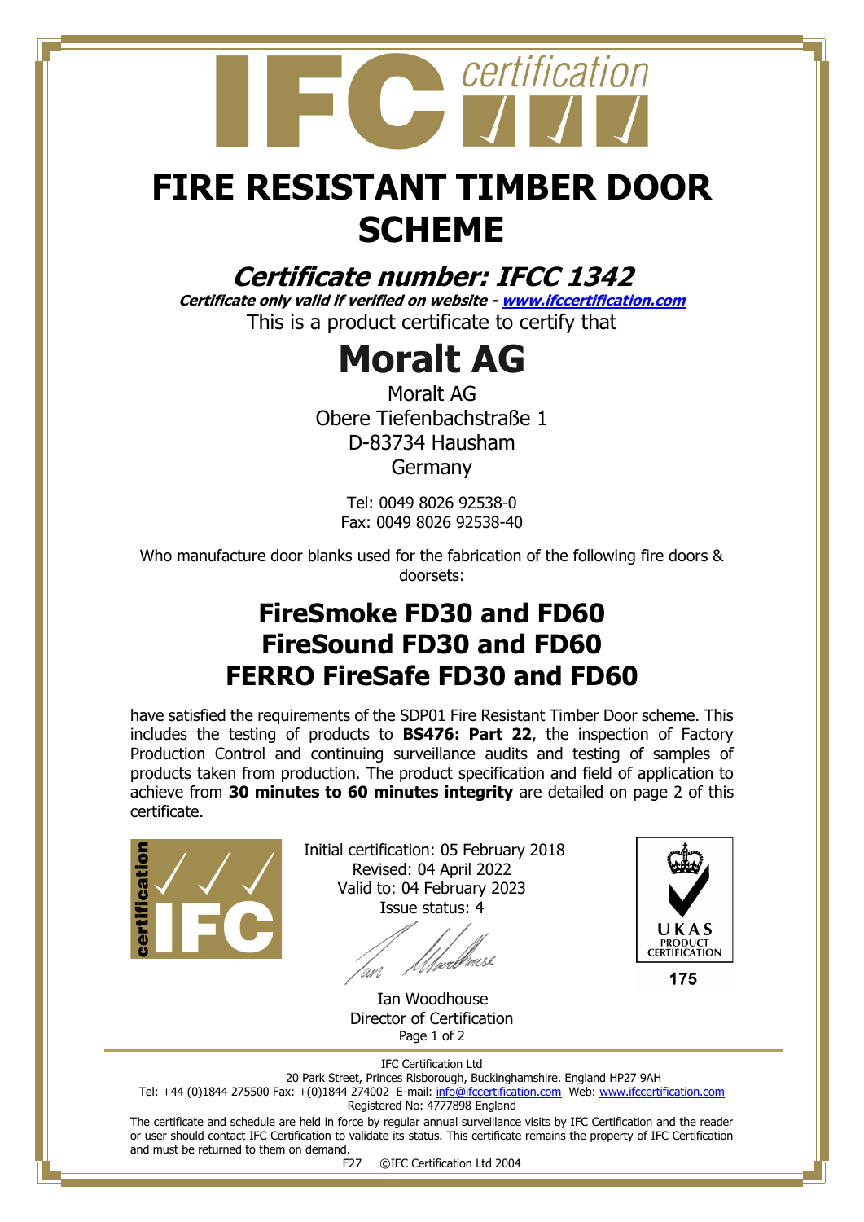# FIRE RESISTANT TIMBER DOOR SCHEME

## *Certificate number: IFCC 1342*

***Certificate only valid if verified on website - www.ifccertification.com***

This is a product certificate to certify that

# Moralt AG

Moralt AG
Obere Tiefenbachstraße 1
D-83734 Hausham
Germany

Tel: 0049 8026 92538-0
Fax: 0049 8026 92538-40

Who manufacture door blanks used for the fabrication of the following fire doors & doorsets:

## FireSmoke FD30 and FD60
## FireSound FD30 and FD60
## FERRO FireSafe FD30 and FD60

have satisfied the requirements of the SDP01 Fire Resistant Timber Door scheme. This includes the testing of products to **BS476: Part 22**, the inspection of Factory Production Control and continuing surveillance audits and testing of samples of products taken from production. The product specification and field of application to achieve from **30 minutes to 60 minutes integrity** are detailed on page 2 of this certificate.

Initial certification: 05 February 2018
Revised: 04 April 2022
Valid to: 04 February 2023
Issue status: 4

Ian Woodhouse
Director of Certification

UKAS PRODUCT CERTIFICATION
175

IFC Certification Ltd
20 Park Street, Princes Risborough, Buckinghamshire. England HP27 9AH
Tel: +44 (0)1844 275500 Fax: +(0)1844 274002 E-mail: info@ifccertification.com Web: www.ifccertification.com
Registered No: 4777898 England

The certificate and schedule are held in force by regular annual surveillance visits by IFC Certification and the reader or user should contact IFC Certification to validate its status. This certificate remains the property of IFC Certification and must be returned to them on demand.

F27 ©IFC Certification Ltd 2004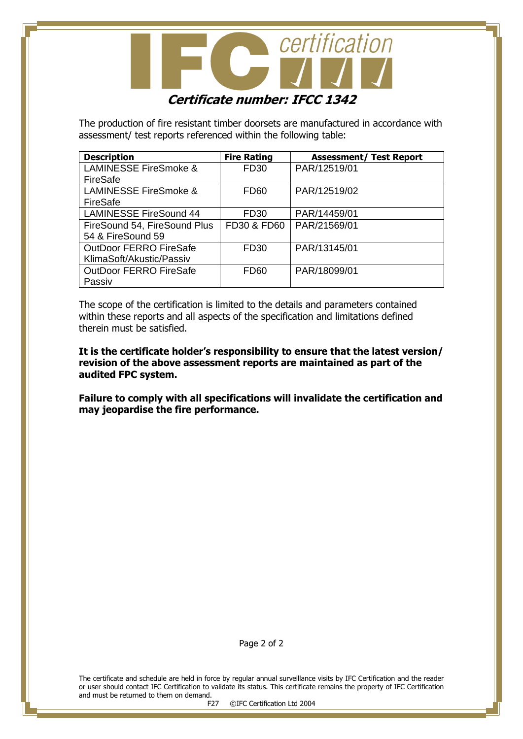**Certificate number: IFCC 1342**

The production of fire resistant timber doorsets are manufactured in accordance with assessment/ test reports referenced within the following table:

| Description | Fire Rating | Assessment/ Test Report |
|---|---|---|
| LAMINESSE FireSmoke & FireSafe | FD30 | PAR/12519/01 |
| LAMINESSE FireSmoke & FireSafe | FD60 | PAR/12519/02 |
| LAMINESSE FireSound 44 | FD30 | PAR/14459/01 |
| FireSound 54, FireSound Plus 54 & FireSound 59 | FD30 & FD60 | PAR/21569/01 |
| OutDoor FERRO FireSafe KlimaSoft/Akustic/Passiv | FD30 | PAR/13145/01 |
| OutDoor FERRO FireSafe Passiv | FD60 | PAR/18099/01 |

The scope of the certification is limited to the details and parameters contained within these reports and all aspects of the specification and limitations defined therein must be satisfied.

**It is the certificate holder's responsibility to ensure that the latest version/ revision of the above assessment reports are maintained as part of the audited FPC system.**

**Failure to comply with all specifications will invalidate the certification and may jeopardise the fire performance.**

The certificate and schedule are held in force by regular annual surveillance visits by IFC Certification and the reader or user should contact IFC Certification to validate its status. This certificate remains the property of IFC Certification and must be returned to them on demand.

F27 ©IFC Certification Ltd 2004